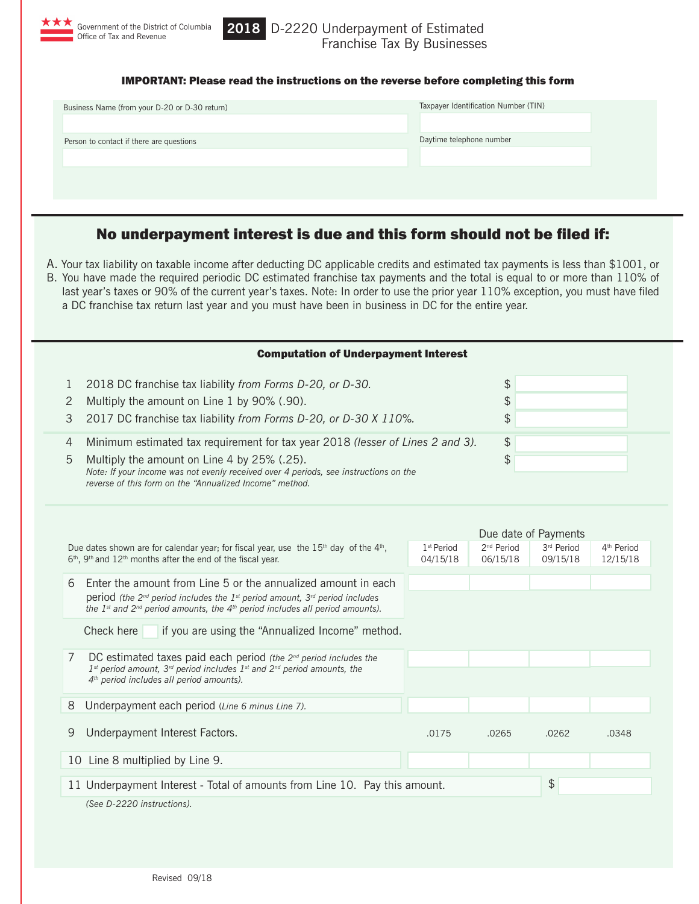Government of the District of Columbia
Office of Tax and Revenue

# 2018 D-2220 Underpayment of Estimated Franchise Tax By Businesses

**IMPORTANT: Please read the instructions on the reverse before completing this form**

| | |
|---|---|
| Business Name (from your D-20 or D-30 return) | Taxpayer Identification Number (TIN) |
| Person to contact if there are questions | Daytime telephone number |

## No underpayment interest is due and this form should not be filed if:

A. Your tax liability on taxable income after deducting DC applicable credits and estimated tax payments is less than $1001, or

B. You have made the required periodic DC estimated franchise tax payments and the total is equal to or more than 110% of last year's taxes or 90% of the current year's taxes. Note: In order to use the prior year 110% exception, you must have filed a DC franchise tax return last year and you must have been in business in DC for the entire year.

### Computation of Underpayment Interest

| | | |
|---|---|---|
| 1 | 2018 DC franchise tax liability *from Forms D-20, or D-30.* | $ |
| 2 | Multiply the amount on Line 1 by 90% (.90). | $ |
| 3 | 2017 DC franchise tax liability *from Forms D-20, or D-30 X 110%.* | $ |
| 4 | Minimum estimated tax requirement for tax year 2018 *(lesser of Lines 2 and 3).* | $ |
| 5 | Multiply the amount on Line 4 by 25% (.25).<br>*Note: If your income was not evenly received over 4 periods, see instructions on the reverse of this form on the "Annualized Income" method.* | $ |

| Due dates shown are for calendar year; for fiscal year, use the 15th day of the 4th, 6th, 9th and 12th months after the end of the fiscal year. | Due date of Payments | | | |
|---|---|---|---|---|
| | 1st Period 04/15/18 | 2nd Period 06/15/18 | 3rd Period 09/15/18 | 4th Period 12/15/18 |
| 6 Enter the amount from Line 5 or the annualized amount in each period *(the 2nd period includes the 1st period amount, 3rd period includes the 1st and 2nd period amounts, the 4th period includes all period amounts).*<br>Check here ☐ if you are using the "Annualized Income" method. | | | | |
| 7 DC estimated taxes paid each period *(the 2nd period includes the 1st period amount, 3rd period includes 1st and 2nd period amounts, the 4th period includes all period amounts).* | | | | |
| 8 Underpayment each period *(Line 6 minus Line 7).* | | | | |
| 9 Underpayment Interest Factors. | .0175 | .0265 | .0262 | .0348 |
| 10 Line 8 multiplied by Line 9. | | | | |

11 Underpayment Interest - Total of amounts from Line 10. Pay this amount. $

*(See D-2220 instructions).*

Revised 09/18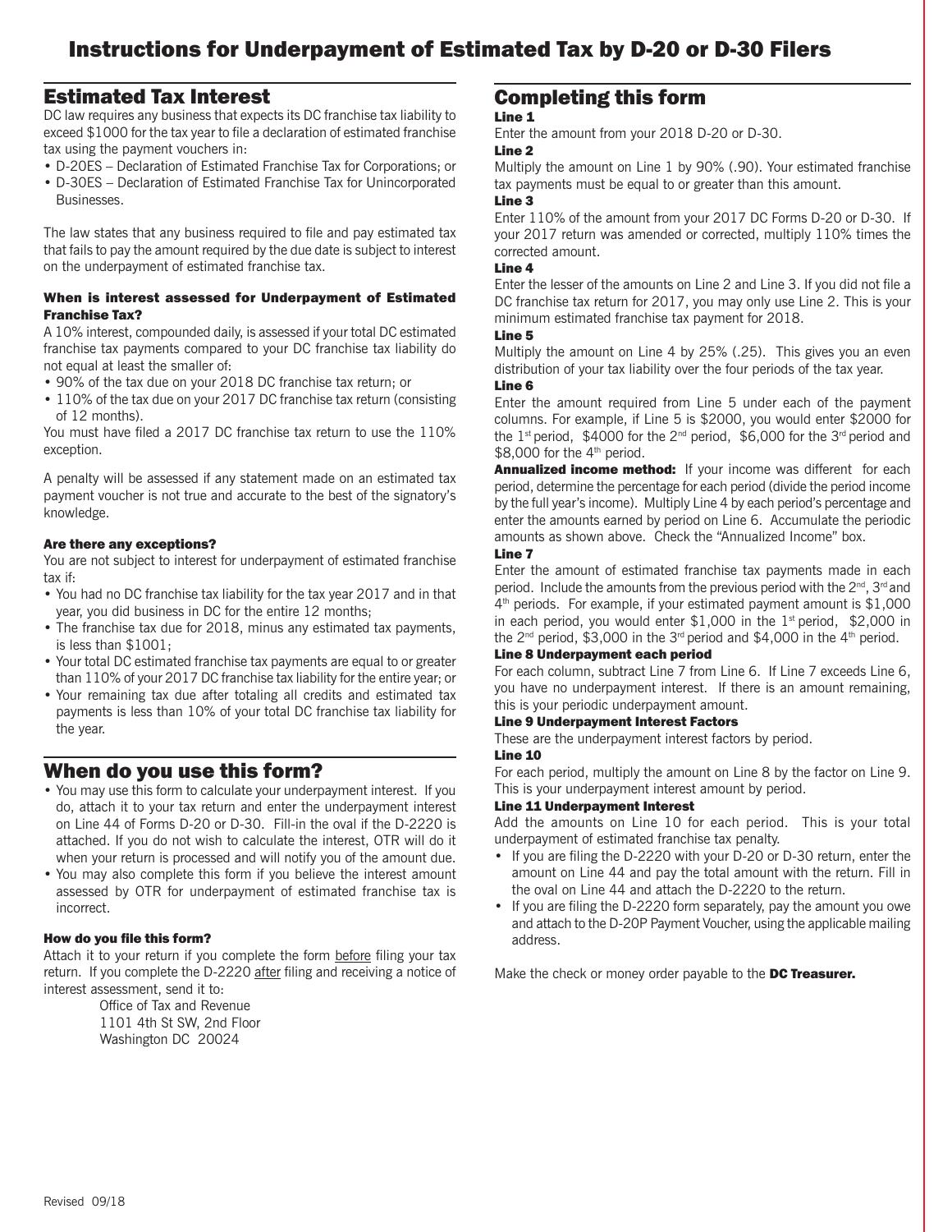# Instructions for Underpayment of Estimated Tax by D-20 or D-30 Filers

## Estimated Tax Interest

DC law requires any business that expects its DC franchise tax liability to exceed $1000 for the tax year to file a declaration of estimated franchise tax using the payment vouchers in:

- D-20ES – Declaration of Estimated Franchise Tax for Corporations; or
- D-30ES – Declaration of Estimated Franchise Tax for Unincorporated Businesses.

The law states that any business required to file and pay estimated tax that fails to pay the amount required by the due date is subject to interest on the underpayment of estimated franchise tax.

#### When is interest assessed for Underpayment of Estimated Franchise Tax?

A 10% interest, compounded daily, is assessed if your total DC estimated franchise tax payments compared to your DC franchise tax liability do not equal at least the smaller of:

- 90% of the tax due on your 2018 DC franchise tax return; or
- 110% of the tax due on your 2017 DC franchise tax return (consisting of 12 months).

You must have filed a 2017 DC franchise tax return to use the 110% exception.

A penalty will be assessed if any statement made on an estimated tax payment voucher is not true and accurate to the best of the signatory's knowledge.

#### Are there any exceptions?

You are not subject to interest for underpayment of estimated franchise tax if:

- You had no DC franchise tax liability for the tax year 2017 and in that year, you did business in DC for the entire 12 months;
- The franchise tax due for 2018, minus any estimated tax payments, is less than $1001;
- Your total DC estimated franchise tax payments are equal to or greater than 110% of your 2017 DC franchise tax liability for the entire year; or
- Your remaining tax due after totaling all credits and estimated tax payments is less than 10% of your total DC franchise tax liability for the year.

## When do you use this form?

- You may use this form to calculate your underpayment interest. If you do, attach it to your tax return and enter the underpayment interest on Line 44 of Forms D-20 or D-30. Fill-in the oval if the D-2220 is attached. If you do not wish to calculate the interest, OTR will do it when your return is processed and will notify you of the amount due.
- You may also complete this form if you believe the interest amount assessed by OTR for underpayment of estimated franchise tax is incorrect.

#### How do you file this form?

Attach it to your return if you complete the form before filing your tax return. If you complete the D-2220 after filing and receiving a notice of interest assessment, send it to:

Office of Tax and Revenue
1101 4th St SW, 2nd Floor
Washington DC 20024

## Completing this form

#### Line 1

Enter the amount from your 2018 D-20 or D-30.

#### Line 2

Multiply the amount on Line 1 by 90% (.90). Your estimated franchise tax payments must be equal to or greater than this amount.

#### Line 3

Enter 110% of the amount from your 2017 DC Forms D-20 or D-30. If your 2017 return was amended or corrected, multiply 110% times the corrected amount.

#### Line 4

Enter the lesser of the amounts on Line 2 and Line 3. If you did not file a DC franchise tax return for 2017, you may only use Line 2. This is your minimum estimated franchise tax payment for 2018.

#### Line 5

Multiply the amount on Line 4 by 25% (.25). This gives you an even distribution of your tax liability over the four periods of the tax year.

#### Line 6

Enter the amount required from Line 5 under each of the payment columns. For example, if Line 5 is $2000, you would enter $2000 for the 1st period, $4000 for the 2nd period, $6,000 for the 3rd period and $8,000 for the 4th period.

**Annualized income method:** If your income was different for each period, determine the percentage for each period (divide the period income by the full year's income). Multiply Line 4 by each period's percentage and enter the amounts earned by period on Line 6. Accumulate the periodic amounts as shown above. Check the "Annualized Income" box.

#### Line 7

Enter the amount of estimated franchise tax payments made in each period. Include the amounts from the previous period with the 2nd, 3rd and 4th periods. For example, if your estimated payment amount is $1,000 in each period, you would enter $1,000 in the 1st period, $2,000 in the 2nd period, $3,000 in the 3rd period and $4,000 in the 4th period.

#### Line 8 Underpayment each period

For each column, subtract Line 7 from Line 6. If Line 7 exceeds Line 6, you have no underpayment interest. If there is an amount remaining, this is your periodic underpayment amount.

#### Line 9 Underpayment Interest Factors

These are the underpayment interest factors by period.

#### Line 10

For each period, multiply the amount on Line 8 by the factor on Line 9. This is your underpayment interest amount by period.

#### Line 11 Underpayment Interest

Add the amounts on Line 10 for each period. This is your total underpayment of estimated franchise tax penalty.

- If you are filing the D-2220 with your D-20 or D-30 return, enter the amount on Line 44 and pay the total amount with the return. Fill in the oval on Line 44 and attach the D-2220 to the return.
- If you are filing the D-2220 form separately, pay the amount you owe and attach to the D-20P Payment Voucher, using the applicable mailing address.

Make the check or money order payable to the **DC Treasurer.**

Revised 09/18